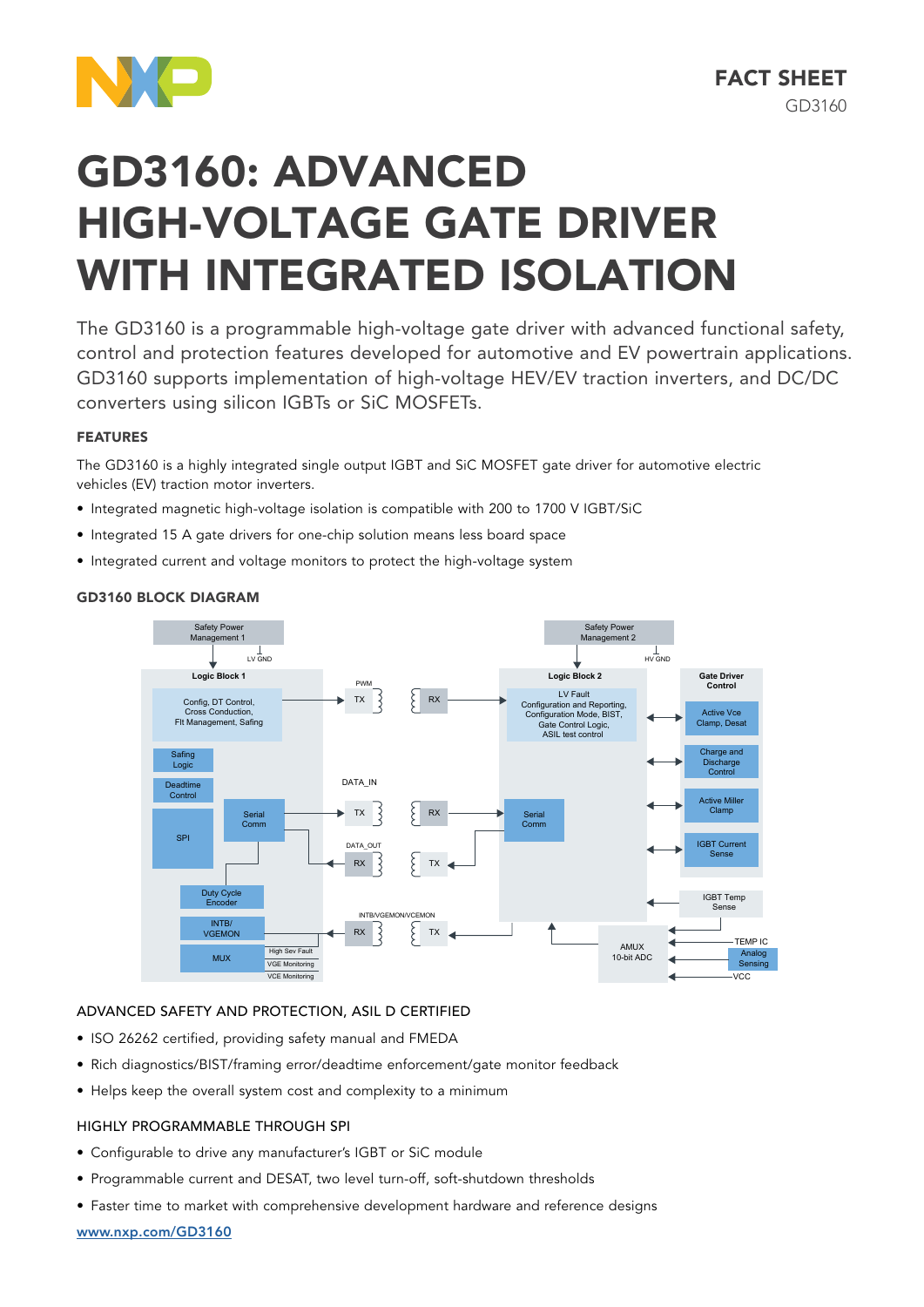FACT SHEET

GD3160

# GD3160: ADVANCED HIGH-VOLTAGE GATE DRIVER WITH INTEGRATED ISOLATION

The GD3160 is a programmable high-voltage gate driver with advanced functional safety, control and protection features developed for automotive and EV powertrain applications. GD3160 supports implementation of high-voltage HEV/EV traction inverters, and DC/DC converters using silicon IGBTs or SiC MOSFETs.

### FEATURES

The GD3160 is a highly integrated single output IGBT and SiC MOSFET gate driver for automotive electric vehicles (EV) traction motor inverters.

- Integrated magnetic high-voltage isolation is compatible with 200 to 1700 V IGBT/SiC
- Integrated 15 A gate drivers for one-chip solution means less board space
- Integrated current and voltage monitors to protect the high-voltage system

### GD3160 BLOCK DIAGRAM

Safety Power Management 1
LV GND
Logic Block 1
Config, DT Control, Cross Conduction, Flt Management, Safing
Safing Logic
Deadtime Control
SPI
Serial Comm
Duty Cycle Encoder
INTB/ VGEMON
MUX
High Sev Fault
VGE Monitoring
VCE Monitoring
PWM
TX
RX
DATA_IN
TX
RX
DATA_OUT
RX
TX
INTB/VGEMON/VCEMON
RX
TX
Safety Power Management 2
HV GND
Logic Block 2
LV Fault Configuration and Reporting, Configuration Mode, BIST, Gate Control Logic, ASIL test control
Serial Comm
AMUX 10-bit ADC
Gate Driver Control
Active Vce Clamp, Desat
Charge and Discharge Control
Active Miller Clamp
IGBT Current Sense
IGBT Temp Sense
TEMP IC
Analog Sensing
VCC

### ADVANCED SAFETY AND PROTECTION, ASIL D CERTIFIED

- ISO 26262 certified, providing safety manual and FMEDA
- Rich diagnostics/BIST/framing error/deadtime enforcement/gate monitor feedback
- Helps keep the overall system cost and complexity to a minimum

### HIGHLY PROGRAMMABLE THROUGH SPI

- Configurable to drive any manufacturer's IGBT or SiC module
- Programmable current and DESAT, two level turn-off, soft-shutdown thresholds
- Faster time to market with comprehensive development hardware and reference designs

www.nxp.com/GD3160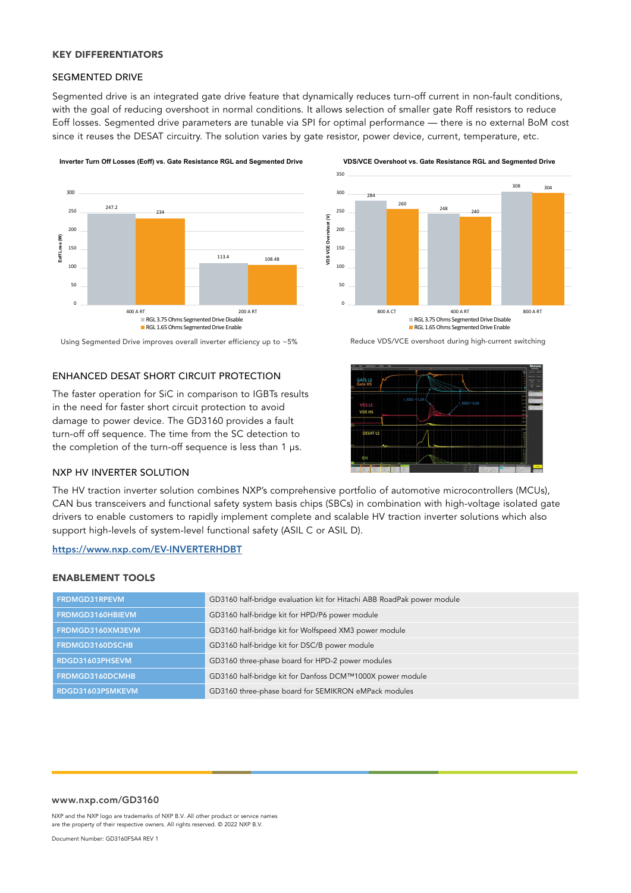## KEY DIFFERENTIATORS

### SEGMENTED DRIVE

Segmented drive is an integrated gate drive feature that dynamically reduces turn-off current in non-fault conditions, with the goal of reducing overshoot in normal conditions. It allows selection of smaller gate Roff resistors to reduce Eoff losses. Segmented drive parameters are tunable via SPI for optimal performance — there is no external BoM cost since it reuses the DESAT circuitry. The solution varies by gate resistor, power device, current, temperature, etc.

**Inverter Turn Off Losses (Eoff) vs. Gate Resistance RGL and Segmented Drive**

Eoff Loss (W)

0
50
100
150
200
250
300

247.2
234
113.4
108.48

400 A RT
200 A RT

RGL 3.75 Ohms Segmented Drive Disable
RGL 1.65 Ohms Segmented Drive Enable

Using Segmented Drive improves overall inverter efficiency up to ~5%

**VDS/VCE Overshoot vs. Gate Resistance RGL and Segmented Drive**

VDS VCE Overshoot (V)

0
50
100
150
200
250
300
350

284
260
248
240
308
304

800 A CT
400 A RT
800 A RT

RGL 3.75 Ohms Segmented Drive Disable
RGL 1.65 Ohms Segmented Drive Enable

Reduce VDS/VCE overshoot during high-current switching

### ENHANCED DESAT SHORT CIRCUIT PROTECTION

The faster operation for SiC in comparison to IGBTs results in the need for faster short circuit protection to avoid damage to power device. The GD3160 provides a fault turn-off off sequence. The time from the SC detection to the completion of the turn-off sequence is less than 1 µs.

GATE LS
Gate HS
I_SSD = 1.2A
I_SSD = 0.2A
VDS LS
VDS HS
DESAT LS
IDS

### NXP HV INVERTER SOLUTION

The HV traction inverter solution combines NXP's comprehensive portfolio of automotive microcontrollers (MCUs), CAN bus transceivers and functional safety system basis chips (SBCs) in combination with high-voltage isolated gate drivers to enable customers to rapidly implement complete and scalable HV traction inverter solutions which also support high-levels of system-level functional safety (ASIL C or ASIL D).

https://www.nxp.com/EV-INVERTERHDBT

## ENABLEMENT TOOLS

| | |
|---|---|
| FRDMGD31RPEVM | GD3160 half-bridge evaluation kit for Hitachi ABB RoadPak power module |
| FRDMGD3160HBIEVM | GD3160 half-bridge kit for HPD/P6 power module |
| FRDMGD3160XM3EVM | GD3160 half-bridge kit for Wolfspeed XM3 power module |
| FRDMGD3160DSCHB | GD3160 half-bridge kit for DSC/B power module |
| RDGD31603PHSEVM | GD3160 three-phase board for HPD-2 power modules |
| FRDMGD3160DCMHB | GD3160 half-bridge kit for Danfoss DCM™1000X power module |
| RDGD31603PSMKEVM | GD3160 three-phase board for SEMIKRON eMPack modules |

**www.nxp.com/GD3160**

NXP and the NXP logo are trademarks of NXP B.V. All other product or service names are the property of their respective owners. All rights reserved. © 2022 NXP B.V.

Document Number: GD3160FSA4 REV 1